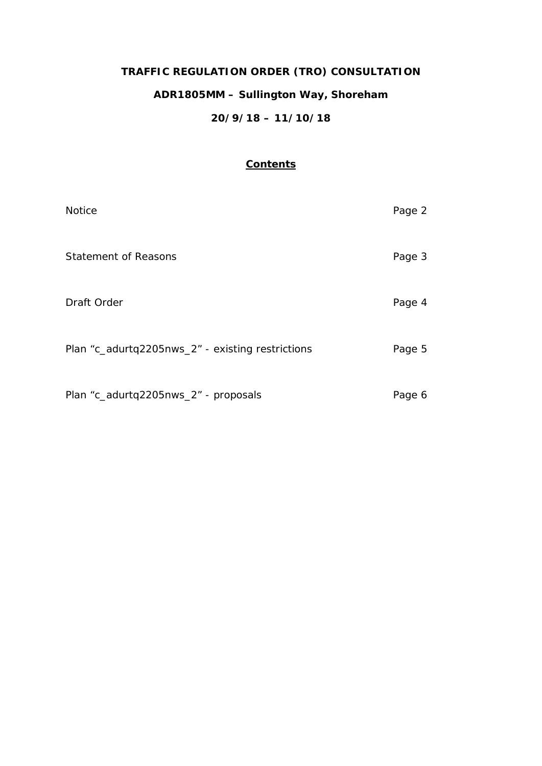# TRAFFIC REGULATION ORDER (TRO) CONSULTATION

## ADR1805MM – Sullington Way, Shoreham

## 20/9/18 – 11/10/18

**Contents**

| | |
|---|---|
| Notice | Page 2 |
| Statement of Reasons | Page 3 |
| Draft Order | Page 4 |
| Plan "c_adurtq2205nws_2" - existing restrictions | Page 5 |
| Plan "c_adurtq2205nws_2" - proposals | Page 6 |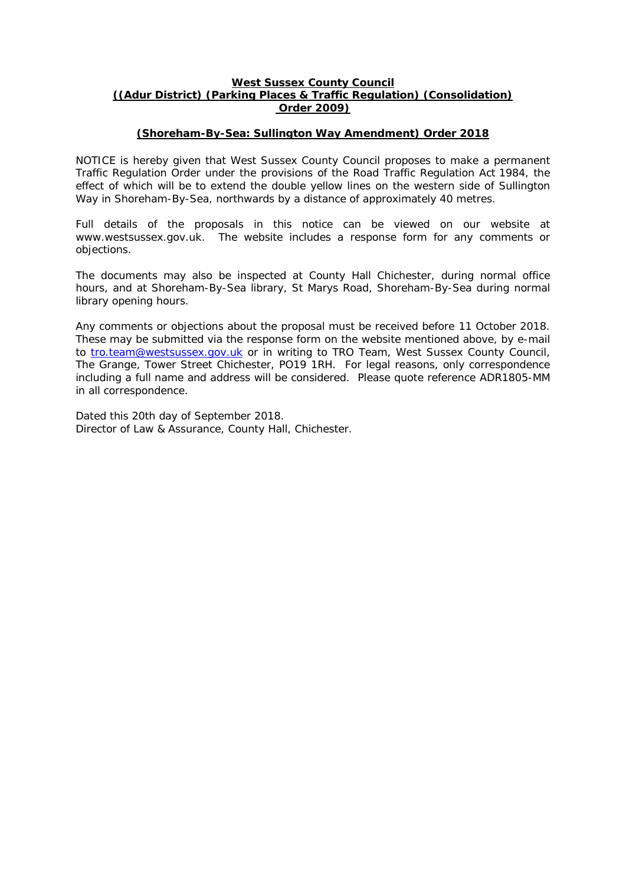**West Sussex County Council**
**((Adur District) (Parking Places & Traffic Regulation) (Consolidation) Order 2009)**

**(Shoreham-By-Sea: Sullington Way Amendment) Order 2018**

NOTICE is hereby given that West Sussex County Council proposes to make a permanent Traffic Regulation Order under the provisions of the Road Traffic Regulation Act 1984, the effect of which will be to extend the double yellow lines on the western side of Sullington Way in Shoreham-By-Sea, northwards by a distance of approximately 40 metres.

Full details of the proposals in this notice can be viewed on our website at www.westsussex.gov.uk. The website includes a response form for any comments or objections.

The documents may also be inspected at County Hall Chichester, during normal office hours, and at Shoreham-By-Sea library, St Marys Road, Shoreham-By-Sea during normal library opening hours.

Any comments or objections about the proposal must be received before 11 October 2018. These may be submitted via the response form on the website mentioned above, by e-mail to tro.team@westsussex.gov.uk or in writing to TRO Team, West Sussex County Council, The Grange, Tower Street Chichester, PO19 1RH. For legal reasons, only correspondence including a full name and address will be considered. Please quote reference ADR1805-MM in all correspondence.

Dated this 20th day of September 2018.
Director of Law & Assurance, County Hall, Chichester.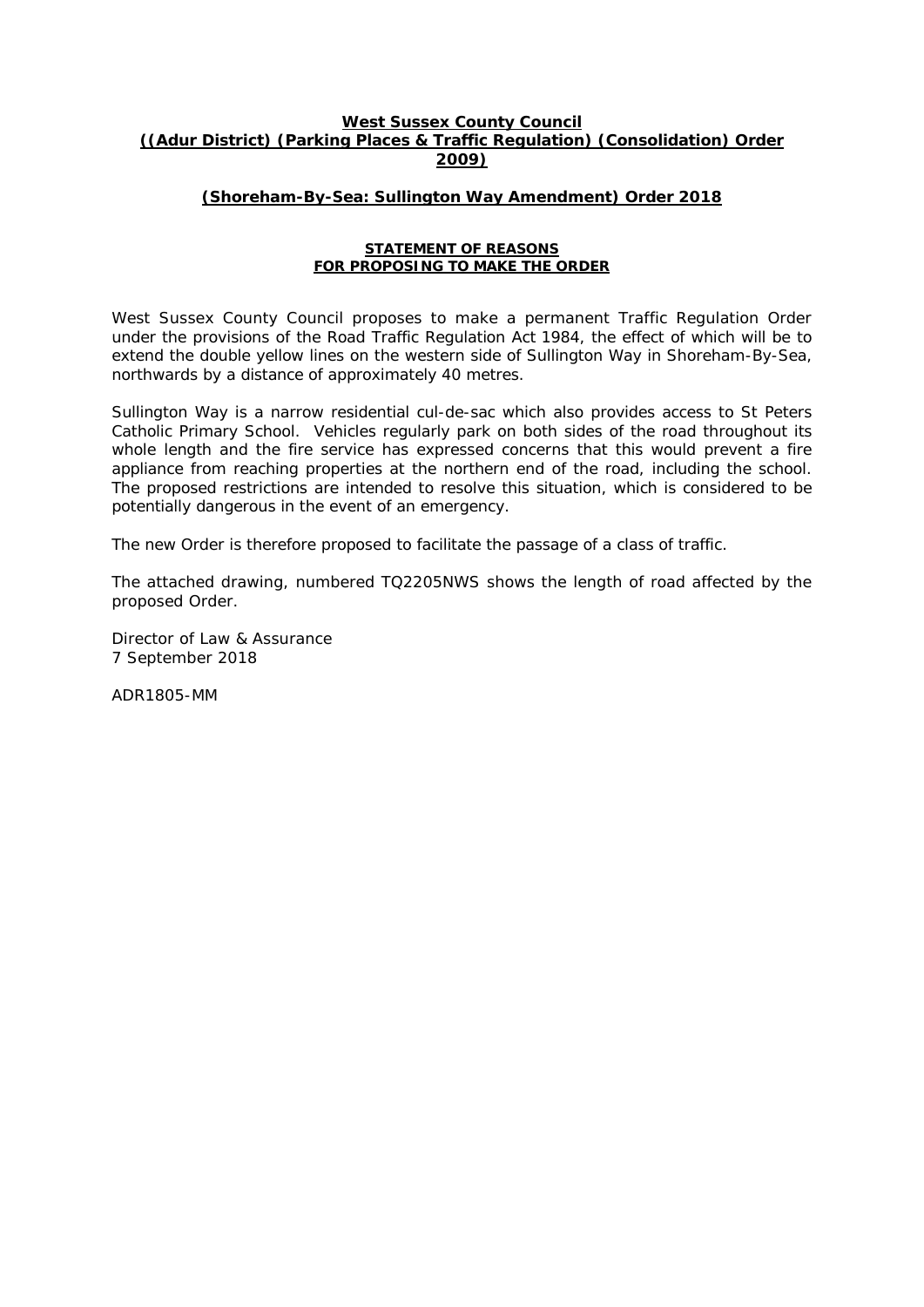**West Sussex County Council**
**((Adur District) (Parking Places & Traffic Regulation) (Consolidation) Order 2009)**

**(Shoreham-By-Sea: Sullington Way Amendment) Order 2018**

**STATEMENT OF REASONS**
**FOR PROPOSING TO MAKE THE ORDER**

West Sussex County Council proposes to make a permanent Traffic Regulation Order under the provisions of the Road Traffic Regulation Act 1984, the effect of which will be to extend the double yellow lines on the western side of Sullington Way in Shoreham-By-Sea, northwards by a distance of approximately 40 metres.

Sullington Way is a narrow residential cul-de-sac which also provides access to St Peters Catholic Primary School. Vehicles regularly park on both sides of the road throughout its whole length and the fire service has expressed concerns that this would prevent a fire appliance from reaching properties at the northern end of the road, including the school. The proposed restrictions are intended to resolve this situation, which is considered to be potentially dangerous in the event of an emergency.

The new Order is therefore proposed to facilitate the passage of a class of traffic.

The attached drawing, numbered TQ2205NWS shows the length of road affected by the proposed Order.

Director of Law & Assurance
7 September 2018

ADR1805-MM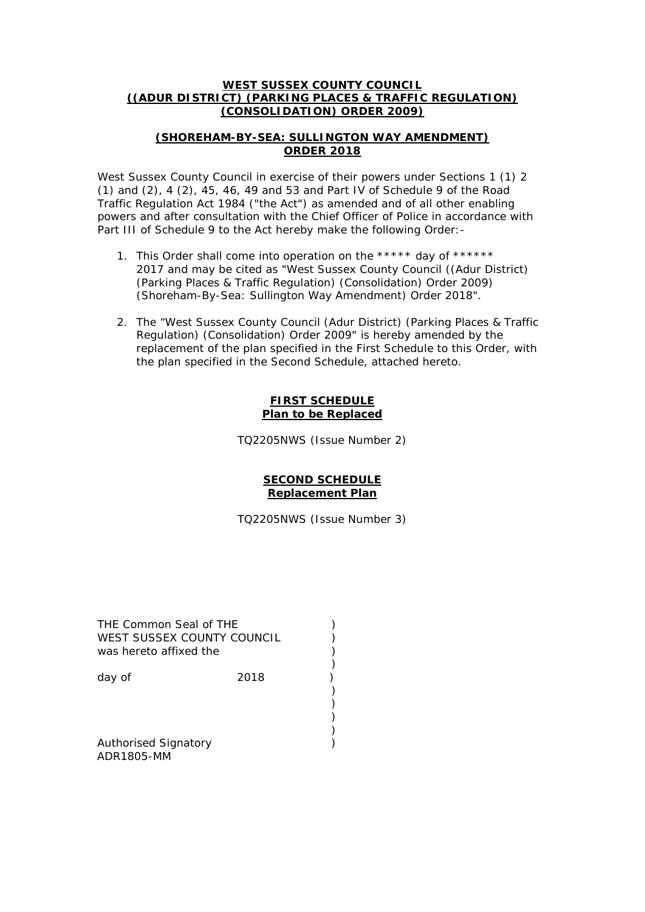**WEST SUSSEX COUNTY COUNCIL**
**((ADUR DISTRICT) (PARKING PLACES & TRAFFIC REGULATION) (CONSOLIDATION) ORDER 2009)**

**(SHOREHAM-BY-SEA: SULLINGTON WAY AMENDMENT) ORDER 2018**

West Sussex County Council in exercise of their powers under Sections 1 (1) 2 (1) and (2), 4 (2), 45, 46, 49 and 53 and Part IV of Schedule 9 of the Road Traffic Regulation Act 1984 ("the Act") as amended and of all other enabling powers and after consultation with the Chief Officer of Police in accordance with Part III of Schedule 9 to the Act hereby make the following Order:-

1. This Order shall come into operation on the ***** day of ****** 2017 and may be cited as "West Sussex County Council ((Adur District) (Parking Places & Traffic Regulation) (Consolidation) Order 2009) (Shoreham-By-Sea: Sullington Way Amendment) Order 2018".

2. The "West Sussex County Council (Adur District) (Parking Places & Traffic Regulation) (Consolidation) Order 2009" is hereby amended by the replacement of the plan specified in the First Schedule to this Order, with the plan specified in the Second Schedule, attached hereto.

**FIRST SCHEDULE**
**Plan to be Replaced**

TQ2205NWS (Issue Number 2)

**SECOND SCHEDULE**
**Replacement Plan**

TQ2205NWS (Issue Number 3)

THE Common Seal of THE )
WEST SUSSEX COUNTY COUNCIL )
was hereto affixed the )
)
day of 2018 )
)
)
)
)
Authorised Signatory )
ADR1805-MM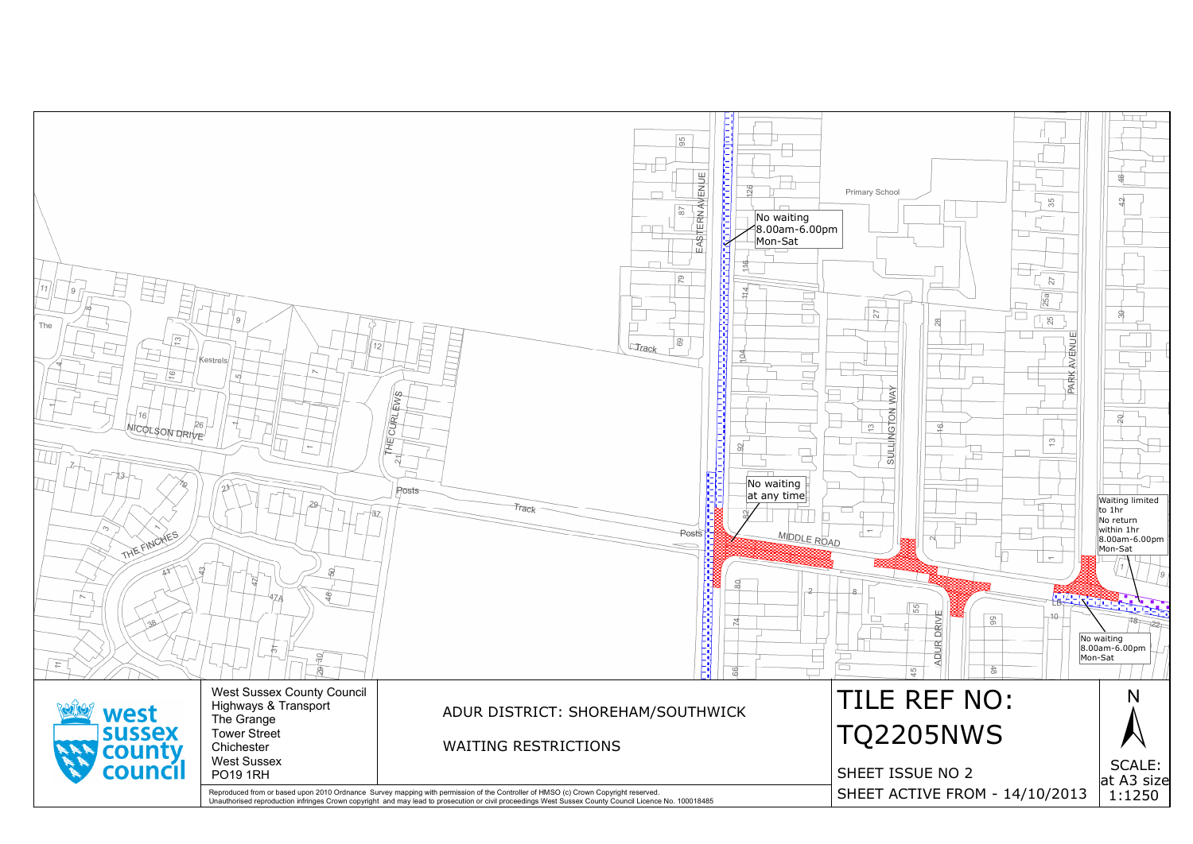No waiting 8.00am-6.00pm Mon-Sat

No waiting at any time

Waiting limited to 1hr No return within 1hr 8.00am-6.00pm Mon-Sat

No waiting 8.00am-6.00pm Mon-Sat

West Sussex County Council
Highways & Transport
The Grange
Tower Street
Chichester
West Sussex
PO19 1RH

ADUR DISTRICT: SHOREHAM/SOUTHWICK

WAITING RESTRICTIONS

# TILE REF NO: TQ2205NWS

SHEET ISSUE NO 2

SHEET ACTIVE FROM - 14/10/2013

SCALE: at A3 size 1:1250

Reproduced from or based upon 2010 Ordnance Survey mapping with permission of the Controller of HMSO (c) Crown Copyright reserved.
Unauthorised reproduction infringes Crown copyright and may lead to prosecution or civil proceedings West Sussex County Council Licence No. 100018485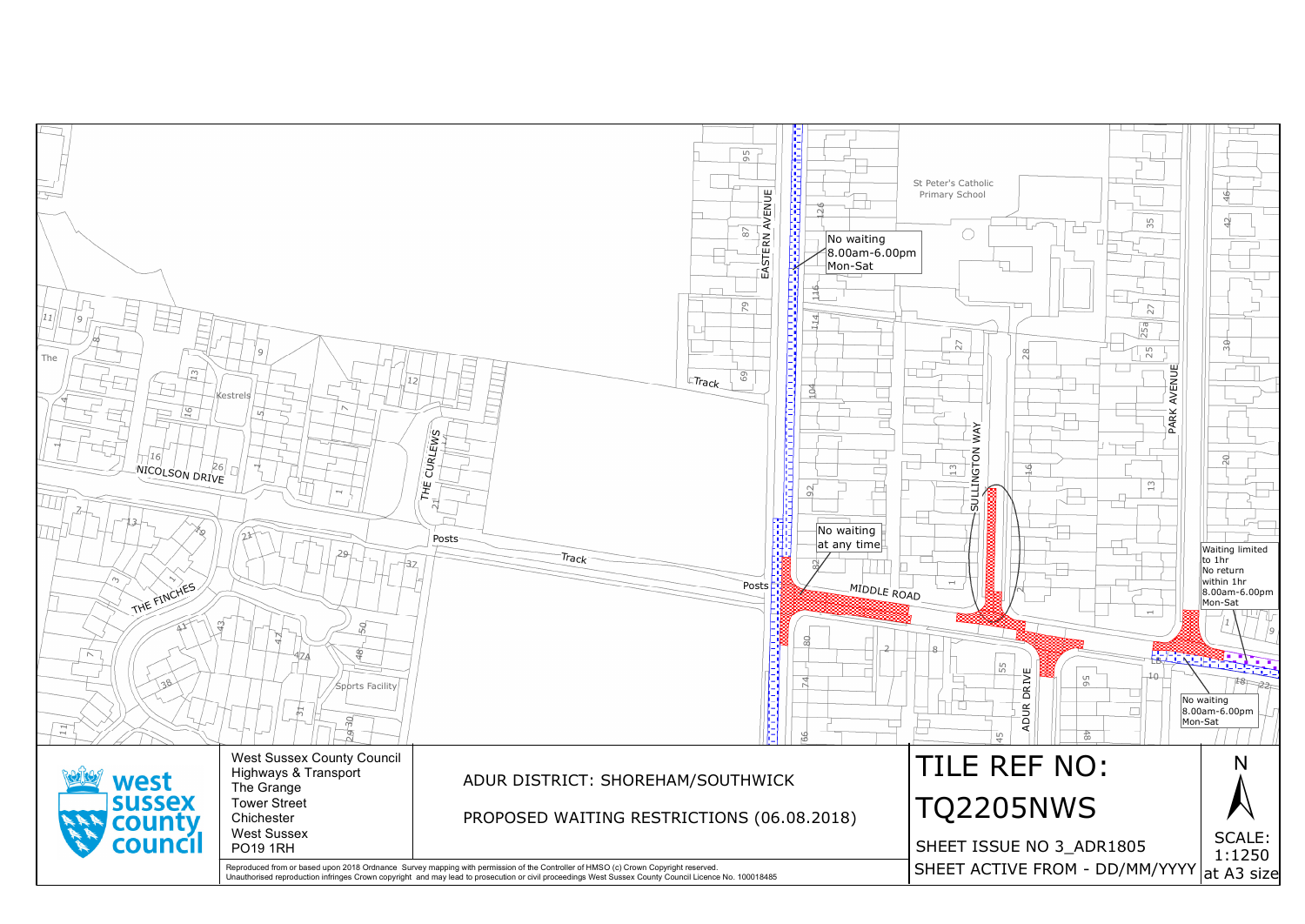No waiting
8.00am-6.00pm
Mon-Sat

No waiting
at any time

Waiting limited
to 1hr
No return
within 1hr
8.00am-6.00pm
Mon-Sat

No waiting
8.00am-6.00pm
Mon-Sat

EASTERN AVENUE

MIDDLE ROAD

SULLINGTON WAY

ADUR DRIVE

PARK AVENUE

NICOLSON DRIVE

THE FINCHES

THE CURLEWS

Kestrels

St Peter's Catholic
Primary School

Sports Facility

Track

Posts

West Sussex County Council
Highways & Transport
The Grange
Tower Street
Chichester
West Sussex
PO19 1RH

ADUR DISTRICT: SHOREHAM/SOUTHWICK

PROPOSED WAITING RESTRICTIONS (06.08.2018)

TILE REF NO:
TQ2205NWS

SHEET ISSUE NO 3_ADR1805
SHEET ACTIVE FROM - DD/MM/YYYY

N

SCALE:
1:1250
at A3 size

Reproduced from or based upon 2018 Ordnance Survey mapping with permission of the Controller of HMSO (c) Crown Copyright reserved.
Unauthorised reproduction infringes Crown copyright and may lead to prosecution or civil proceedings West Sussex County Council Licence No. 100018485